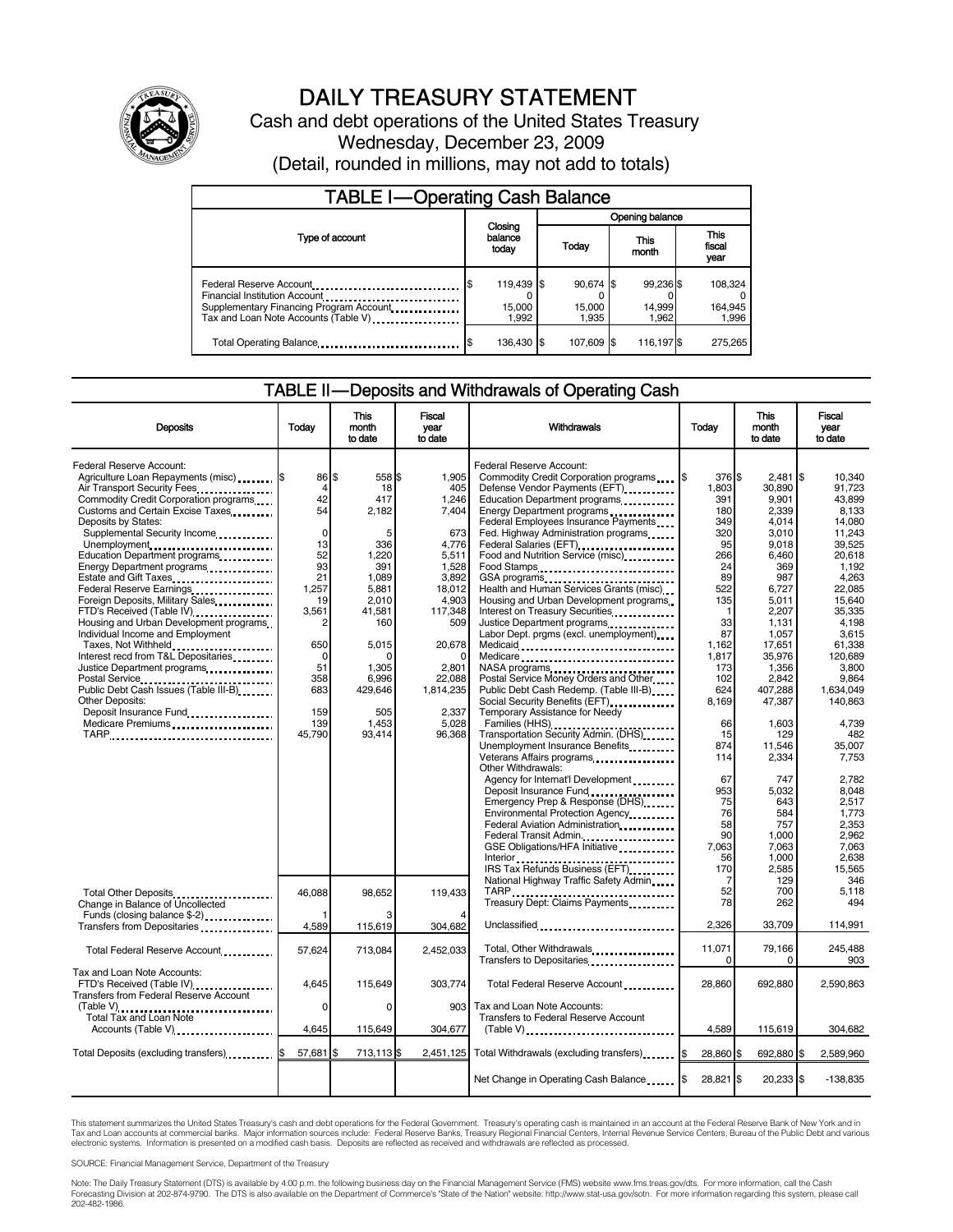# DAILY TREASURY STATEMENT

Cash and debt operations of the United States Treasury

Wednesday, December 23, 2009

(Detail, rounded in millions, may not add to totals)

## TABLE I—Operating Cash Balance

| Type of account | Closing balance today | Opening balance Today | This month | This fiscal year |
|---|---|---|---|---|
| Federal Reserve Account | $ 119,439 | $ 90,674 | $ 99,236 | $ 108,324 |
| Financial Institution Account | 0 | 0 | 0 | 0 |
| Supplementary Financing Program Account | 15,000 | 15,000 | 14,999 | 164,945 |
| Tax and Loan Note Accounts (Table V) | 1,992 | 1,935 | 1,962 | 1,996 |
| Total Operating Balance | $ 136,430 | $ 107,609 | $ 116,197 | $ 275,265 |

## TABLE II—Deposits and Withdrawals of Operating Cash

| Deposits | Today | This month to date | Fiscal year to date |
|---|---|---|---|
| Federal Reserve Account: | | | |
| Agriculture Loan Repayments (misc) | $ 86 | $ 558 | $ 1,905 |
| Air Transport Security Fees | 4 | 18 | 405 |
| Commodity Credit Corporation programs | 42 | 417 | 1,246 |
| Customs and Certain Excise Taxes | 54 | 2,182 | 7,404 |
| Deposits by States: | | | |
| Supplemental Security Income | 0 | 5 | 673 |
| Unemployment | 13 | 336 | 4,776 |
| Education Department programs | 52 | 1,220 | 5,511 |
| Energy Department programs | 93 | 391 | 1,528 |
| Estate and Gift Taxes | 21 | 1,089 | 3,892 |
| Federal Reserve Earnings | 1,257 | 5,881 | 18,012 |
| Foreign Deposits, Military Sales | 19 | 2,010 | 4,903 |
| FTD's Received (Table IV) | 3,561 | 41,581 | 117,348 |
| Housing and Urban Development programs | 2 | 160 | 509 |
| Individual Income and Employment Taxes, Not Withheld | 650 | 5,015 | 20,678 |
| Interest recd from T&L Depositaries | 0 | 0 | 0 |
| Justice Department programs | 51 | 1,305 | 2,801 |
| Postal Service | 358 | 6,996 | 22,088 |
| Public Debt Cash Issues (Table III-B) | 683 | 429,646 | 1,814,235 |
| Other Deposits: | | | |
| Deposit Insurance Fund | 159 | 505 | 2,337 |
| Medicare Premiums | 139 | 1,453 | 5,028 |
| TARP | 45,790 | 93,414 | 96,368 |
| Total Other Deposits | 46,088 | 98,652 | 119,433 |
| Change in Balance of Uncollected Funds (closing balance $-2) | 1 | 3 | 4 |
| Transfers from Depositaries | 4,589 | 115,619 | 304,682 |
| Total Federal Reserve Account | 57,624 | 713,084 | 2,452,033 |
| Tax and Loan Note Accounts: | | | |
| FTD's Received (Table IV) | 4,645 | 115,649 | 303,774 |
| Transfers from Federal Reserve Account (Table V) | 0 | 0 | 903 |
| Total Tax and Loan Note Accounts (Table V) | 4,645 | 115,649 | 304,677 |
| Total Deposits (excluding transfers) | $ 57,681 | $ 713,113 | $ 2,451,125 |

| Withdrawals | Today | This month to date | Fiscal year to date |
|---|---|---|---|
| Federal Reserve Account: | | | |
| Commodity Credit Corporation programs | $ 376 | $ 2,481 | $ 10,340 |
| Defense Vendor Payments (EFT) | 1,803 | 30,890 | 91,723 |
| Education Department programs | 391 | 9,901 | 43,899 |
| Energy Department programs | 180 | 2,339 | 8,133 |
| Federal Employees Insurance Payments | 349 | 4,014 | 14,080 |
| Fed. Highway Administration programs | 320 | 3,010 | 11,243 |
| Federal Salaries (EFT) | 95 | 9,018 | 39,525 |
| Food and Nutrition Service (misc) | 266 | 6,460 | 20,618 |
| Food Stamps | 24 | 369 | 1,192 |
| GSA programs | 89 | 987 | 4,263 |
| Health and Human Services Grants (misc) | 522 | 6,727 | 22,085 |
| Housing and Urban Development programs | 135 | 5,011 | 15,640 |
| Interest on Treasury Securities | 1 | 2,207 | 35,335 |
| Justice Department programs | 33 | 1,131 | 4,198 |
| Labor Dept. prgms (excl. unemployment) | 87 | 1,057 | 3,615 |
| Medicaid | 1,162 | 17,651 | 61,338 |
| Medicare | 1,817 | 35,976 | 120,689 |
| NASA programs | 173 | 1,356 | 3,800 |
| Postal Service Money Orders and Other | 102 | 2,842 | 9,864 |
| Public Debt Cash Redemp. (Table III-B) | 624 | 407,288 | 1,634,049 |
| Social Security Benefits (EFT) | 8,169 | 47,387 | 140,863 |
| Temporary Assistance for Needy Families (HHS) | 66 | 1,603 | 4,739 |
| Transportation Security Admin. (DHS) | 15 | 129 | 482 |
| Unemployment Insurance Benefits | 874 | 11,546 | 35,007 |
| Veterans Affairs programs | 114 | 2,334 | 7,753 |
| Other Withdrawals: | | | |
| Agency for Internat'l Development | 67 | 747 | 2,782 |
| Deposit Insurance Fund | 953 | 5,032 | 8,048 |
| Emergency Prep & Response (DHS) | 75 | 643 | 2,517 |
| Environmental Protection Agency | 76 | 584 | 1,773 |
| Federal Aviation Administration | 58 | 757 | 2,353 |
| Federal Transit Admin. | 90 | 1,000 | 2,962 |
| GSE Obligations/HFA Initiative | 7,063 | 7,063 | 7,063 |
| Interior | 56 | 1,000 | 2,638 |
| IRS Tax Refunds Business (EFT) | 170 | 2,585 | 15,565 |
| National Highway Traffic Safety Admin | 7 | 129 | 346 |
| TARP | 52 | 700 | 5,118 |
| Treasury Dept: Claims Payments | 78 | 262 | 494 |
| Unclassified | 2,326 | 33,709 | 114,991 |
| Total, Other Withdrawals | 11,071 | 79,166 | 245,488 |
| Transfers to Depositaries | 0 | 0 | 903 |
| Total Federal Reserve Account | 28,860 | 692,880 | 2,590,863 |
| Tax and Loan Note Accounts: | | | |
| Transfers to Federal Reserve Account (Table V) | 4,589 | 115,619 | 304,682 |
| Total Withdrawals (excluding transfers) | $ 28,860 | $ 692,880 | $ 2,589,960 |
| Net Change in Operating Cash Balance | $ 28,821 | $ 20,233 | $ -138,835 |

This statement summarizes the United States Treasury's cash and debt operations for the Federal Government. Treasury's operating cash is maintained in an account at the Federal Reserve Bank of New York and in Tax and Loan accounts at commercial banks. Major information sources include: Federal Reserve Banks, Treasury Regional Financial Centers, Internal Revenue Service Centers, Bureau of the Public Debt and various electronic systems. Information is presented on a modified cash basis. Deposits are reflected as received and withdrawals are reflected as processed.

SOURCE: Financial Management Service, Department of the Treasury

Note: The Daily Treasury Statement (DTS) is available by 4:00 p.m. the following business day on the Financial Management Service (FMS) website www.fms.treas.gov/dts. For more information, call the Cash Forecasting Division at 202-874-9790. The DTS is also available on the Department of Commerce's "State of the Nation" website: http://www.stat-usa.gov/sotn. For more information regarding this system, please call 202-482-1986.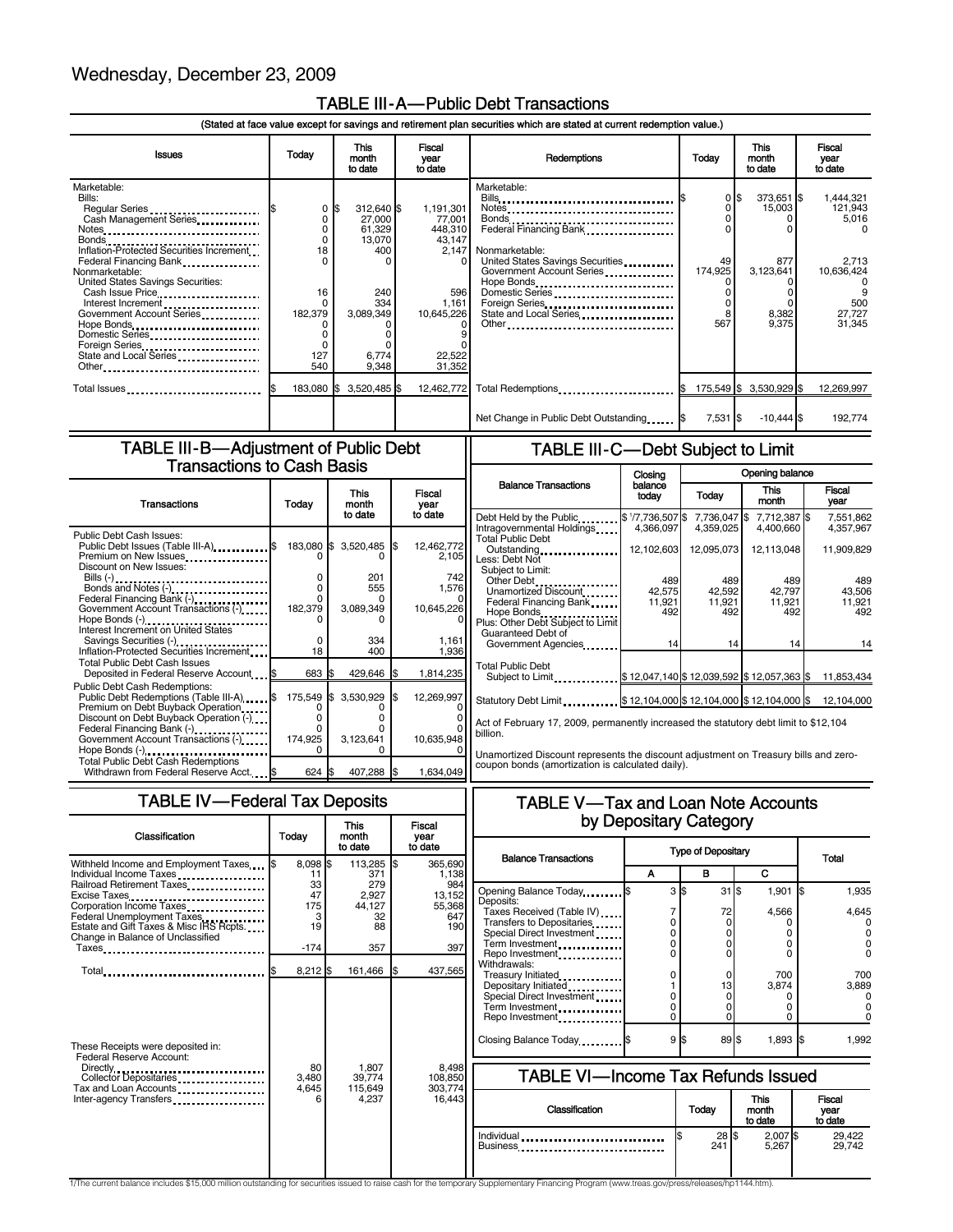Wednesday, December 23, 2009

## TABLE III-A—Public Debt Transactions

(Stated at face value except for savings and retirement plan securities which are stated at current redemption value.)

| Issues | Today | This month to date | Fiscal year to date | Redemptions | Today | This month to date | Fiscal year to date |
|---|---|---|---|---|---|---|---|
| Marketable: | | | | Marketable: | | | |
| Bills: | | | | Bills | $ 0 | $ 373,651 | $ 1,444,321 |
| Regular Series | $ 0 | $ 312,640 | $ 1,191,301 | Notes | 0 | 15,003 | 121,943 |
| Cash Management Series | 0 | 27,000 | 77,001 | Bonds | 0 | 0 | 5,016 |
| Notes | 0 | 61,329 | 448,310 | Federal Financing Bank | 0 | 0 | 0 |
| Bonds | 0 | 13,070 | 43,147 | | | | |
| Inflation-Protected Securities Increment | 18 | 400 | 2,147 | Nonmarketable: | | | |
| Federal Financing Bank | 0 | 0 | 0 | United States Savings Securities | 49 | 877 | 2,713 |
| Nonmarketable: | | | | Government Account Series | 174,925 | 3,123,641 | 10,636,424 |
| United States Savings Securities: | | | | Hope Bonds | 0 | 0 | 0 |
| Cash Issue Price | 16 | 240 | 596 | Domestic Series | 0 | 0 | 9 |
| Interest Increment | 0 | 334 | 1,161 | Foreign Series | 0 | 0 | 500 |
| Government Account Series | 182,379 | 3,089,349 | 10,645,226 | State and Local Series | 8 | 8,382 | 27,727 |
| Hope Bonds | 0 | 0 | 0 | Other | 567 | 9,375 | 31,345 |
| Domestic Series | 0 | 0 | 9 | | | | |
| Foreign Series | 0 | 0 | 0 | | | | |
| State and Local Series | 127 | 6,774 | 22,522 | | | | |
| Other | 540 | 9,348 | 31,352 | | | | |
| Total Issues | $ 183,080 | $ 3,520,485 | $ 12,462,772 | Total Redemptions | $ 175,549 | $ 3,530,929 | $ 12,269,997 |
| | | | | Net Change in Public Debt Outstanding | $ 7,531 | $ -10,444 | $ 192,774 |

## TABLE III-B—Adjustment of Public Debt Transactions to Cash Basis

| Transactions | Today | This month to date | Fiscal year to date |
|---|---|---|---|
| Public Debt Cash Issues: | | | |
| Public Debt Issues (Table III-A) | $ 183,080 | $ 3,520,485 | $ 12,462,772 |
| Premium on New Issues | 0 | 0 | 2,105 |
| Discount on New Issues: | | | |
| Bills (-) | 0 | 201 | 742 |
| Bonds and Notes (-) | 0 | 555 | 1,576 |
| Federal Financing Bank (-) | 0 | 0 | 0 |
| Government Account Transactions (-) | 182,379 | 3,089,349 | 10,645,226 |
| Hope Bonds (-) | 0 | 0 | 0 |
| Interest Increment on United States Savings Securities (-) | 0 | 334 | 1,161 |
| Inflation-Protected Securities Increment | 18 | 400 | 1,936 |
| Total Public Debt Cash Issues Deposited in Federal Reserve Account | $ 683 | $ 429,646 | $ 1,814,235 |
| Public Debt Cash Redemptions: | | | |
| Public Debt Redemptions (Table III-A) | $ 175,549 | $ 3,530,929 | $ 12,269,997 |
| Premium on Debt Buyback Operation | 0 | 0 | 0 |
| Discount on Debt Buyback Operation (-) | 0 | 0 | 0 |
| Federal Financing Bank (-) | 0 | 0 | 0 |
| Government Account Transactions (-) | 174,925 | 3,123,641 | 10,635,948 |
| Hope Bonds (-) | 0 | 0 | 0 |
| Total Public Debt Cash Redemptions Withdrawn from Federal Reserve Acct. | $ 624 | $ 407,288 | $ 1,634,049 |

## TABLE III-C—Debt Subject to Limit

| Balance Transactions | Closing balance today | Opening balance Today | Opening balance This month | Opening balance Fiscal year |
|---|---|---|---|---|
| Debt Held by the Public | $ [1]7,736,507 | $ 7,736,047 | $ 7,712,387 | $ 7,551,862 |
| Intragovernmental Holdings | 4,366,097 | 4,359,025 | 4,400,660 | 4,357,967 |
| Total Public Debt Outstanding | 12,102,603 | 12,095,073 | 12,113,048 | 11,909,829 |
| Less: Debt Not Subject to Limit: | | | | |
| Other Debt | 489 | 489 | 489 | 489 |
| Unamortized Discount | 42,575 | 42,592 | 42,797 | 43,506 |
| Federal Financing Bank | 11,921 | 11,921 | 11,921 | 11,921 |
| Hope Bonds | 492 | 492 | 492 | 492 |
| Plus: Other Debt Subject to Limit | | | | |
| Guaranteed Debt of Government Agencies | 14 | 14 | 14 | 14 |
| Total Public Debt Subject to Limit | $ 12,047,140 | $ 12,039,592 | $ 12,057,363 | $ 11,853,434 |
| Statutory Debt Limit | $ 12,104,000 | $ 12,104,000 | $ 12,104,000 | $ 12,104,000 |

Act of February 17, 2009, permanently increased the statutory debt limit to $12,104 billion.

Unamortized Discount represents the discount adjustment on Treasury bills and zero-coupon bonds (amortization is calculated daily).

## TABLE IV—Federal Tax Deposits

| Classification | Today | This month to date | Fiscal year to date |
|---|---|---|---|
| Withheld Income and Employment Taxes | $ 8,098 | $ 113,285 | $ 365,690 |
| Individual Income Taxes | 11 | 371 | 1,138 |
| Railroad Retirement Taxes | 33 | 279 | 984 |
| Excise Taxes | 47 | 2,927 | 13,152 |
| Corporation Income Taxes | 175 | 44,127 | 55,368 |
| Federal Unemployment Taxes | 3 | 32 | 647 |
| Estate and Gift Taxes & Misc IRS Rcpts. | 19 | 88 | 190 |
| Change in Balance of Unclassified Taxes | -174 | 357 | 397 |
| Total | $ 8,212 | $ 161,466 | $ 437,565 |
| These Receipts were deposited in: | | | |
| Federal Reserve Account: | | | |
| Directly | 80 | 1,807 | 8,498 |
| Collector Depositaries | 3,480 | 39,774 | 108,850 |
| Tax and Loan Accounts | 4,645 | 115,649 | 303,774 |
| Inter-agency Transfers | 6 | 4,237 | 16,443 |

## TABLE V—Tax and Loan Note Accounts by Depositary Category

| Balance Transactions | Type of Depositary A | B | C | Total |
|---|---|---|---|---|
| Opening Balance Today | $ 3 | $ 31 | $ 1,901 | $ 1,935 |
| Deposits: | | | | |
| Taxes Received (Table IV) | 7 | 72 | 4,566 | 4,645 |
| Transfers to Depositaries | 0 | 0 | 0 | 0 |
| Special Direct Investment | 0 | 0 | 0 | 0 |
| Term Investment | 0 | 0 | 0 | 0 |
| Repo Investment | 0 | 0 | 0 | 0 |
| Withdrawals: | | | | |
| Treasury Initiated | 0 | 0 | 700 | 700 |
| Depositary Initiated | 1 | 13 | 3,874 | 3,889 |
| Special Direct Investment | 0 | 0 | 0 | 0 |
| Term Investment | 0 | 0 | 0 | 0 |
| Repo Investment | 0 | 0 | 0 | 0 |
| Closing Balance Today | $ 9 | $ 89 | $ 1,893 | $ 1,992 |

## TABLE VI—Income Tax Refunds Issued

| Classification | Today | This month to date | Fiscal year to date |
|---|---|---|---|
| Individual | $ 28 | $ 2,007 | $ 29,422 |
| Business | 241 | 5,267 | 29,742 |

1/The current balance includes $15,000 million outstanding for securities issued to raise cash for the temporary Supplementary Financing Program (www.treas.gov/press/releases/hp1144.htm).